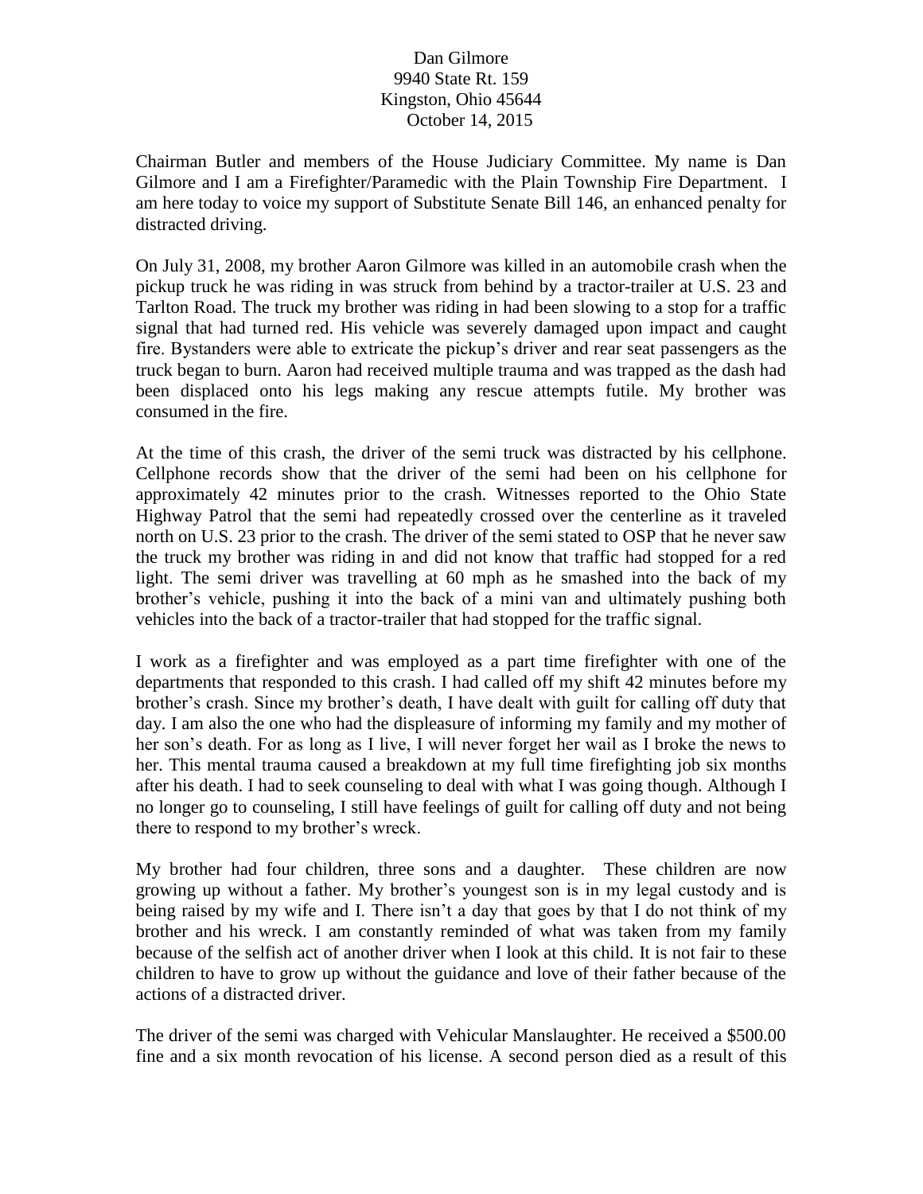Dan Gilmore
9940 State Rt. 159
Kingston, Ohio 45644
October 14, 2015

Chairman Butler and members of the House Judiciary Committee. My name is Dan Gilmore and I am a Firefighter/Paramedic with the Plain Township Fire Department. I am here today to voice my support of Substitute Senate Bill 146, an enhanced penalty for distracted driving.

On July 31, 2008, my brother Aaron Gilmore was killed in an automobile crash when the pickup truck he was riding in was struck from behind by a tractor-trailer at U.S. 23 and Tarlton Road. The truck my brother was riding in had been slowing to a stop for a traffic signal that had turned red. His vehicle was severely damaged upon impact and caught fire. Bystanders were able to extricate the pickup's driver and rear seat passengers as the truck began to burn. Aaron had received multiple trauma and was trapped as the dash had been displaced onto his legs making any rescue attempts futile. My brother was consumed in the fire.

At the time of this crash, the driver of the semi truck was distracted by his cellphone. Cellphone records show that the driver of the semi had been on his cellphone for approximately 42 minutes prior to the crash. Witnesses reported to the Ohio State Highway Patrol that the semi had repeatedly crossed over the centerline as it traveled north on U.S. 23 prior to the crash. The driver of the semi stated to OSP that he never saw the truck my brother was riding in and did not know that traffic had stopped for a red light. The semi driver was travelling at 60 mph as he smashed into the back of my brother's vehicle, pushing it into the back of a mini van and ultimately pushing both vehicles into the back of a tractor-trailer that had stopped for the traffic signal.

I work as a firefighter and was employed as a part time firefighter with one of the departments that responded to this crash. I had called off my shift 42 minutes before my brother's crash. Since my brother's death, I have dealt with guilt for calling off duty that day. I am also the one who had the displeasure of informing my family and my mother of her son's death. For as long as I live, I will never forget her wail as I broke the news to her. This mental trauma caused a breakdown at my full time firefighting job six months after his death. I had to seek counseling to deal with what I was going though. Although I no longer go to counseling, I still have feelings of guilt for calling off duty and not being there to respond to my brother's wreck.

My brother had four children, three sons and a daughter. These children are now growing up without a father. My brother's youngest son is in my legal custody and is being raised by my wife and I. There isn't a day that goes by that I do not think of my brother and his wreck. I am constantly reminded of what was taken from my family because of the selfish act of another driver when I look at this child. It is not fair to these children to have to grow up without the guidance and love of their father because of the actions of a distracted driver.

The driver of the semi was charged with Vehicular Manslaughter. He received a $500.00 fine and a six month revocation of his license. A second person died as a result of this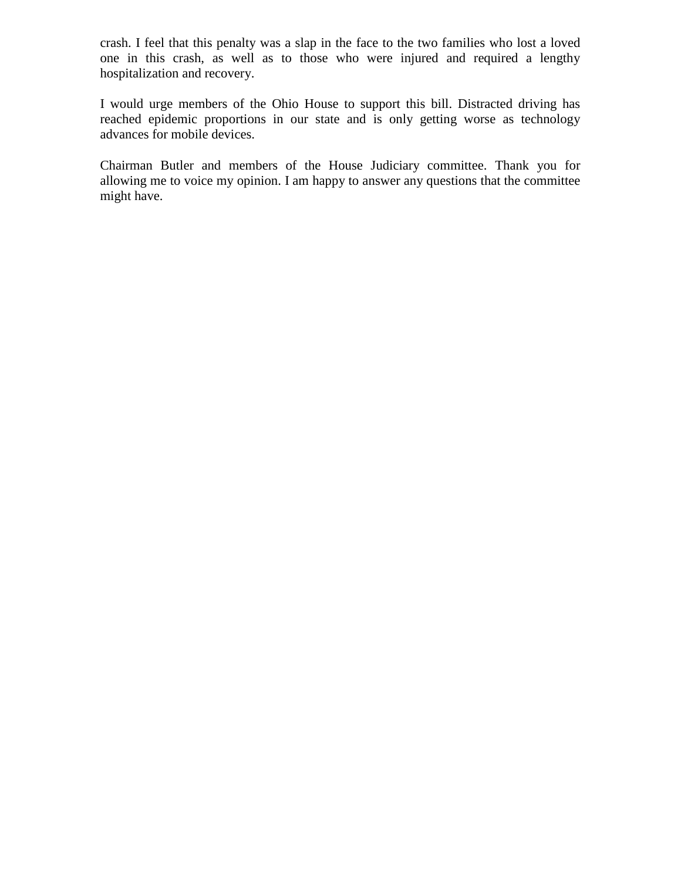crash. I feel that this penalty was a slap in the face to the two families who lost a loved one in this crash, as well as to those who were injured and required a lengthy hospitalization and recovery.

I would urge members of the Ohio House to support this bill. Distracted driving has reached epidemic proportions in our state and is only getting worse as technology advances for mobile devices.

Chairman Butler and members of the House Judiciary committee. Thank you for allowing me to voice my opinion. I am happy to answer any questions that the committee might have.